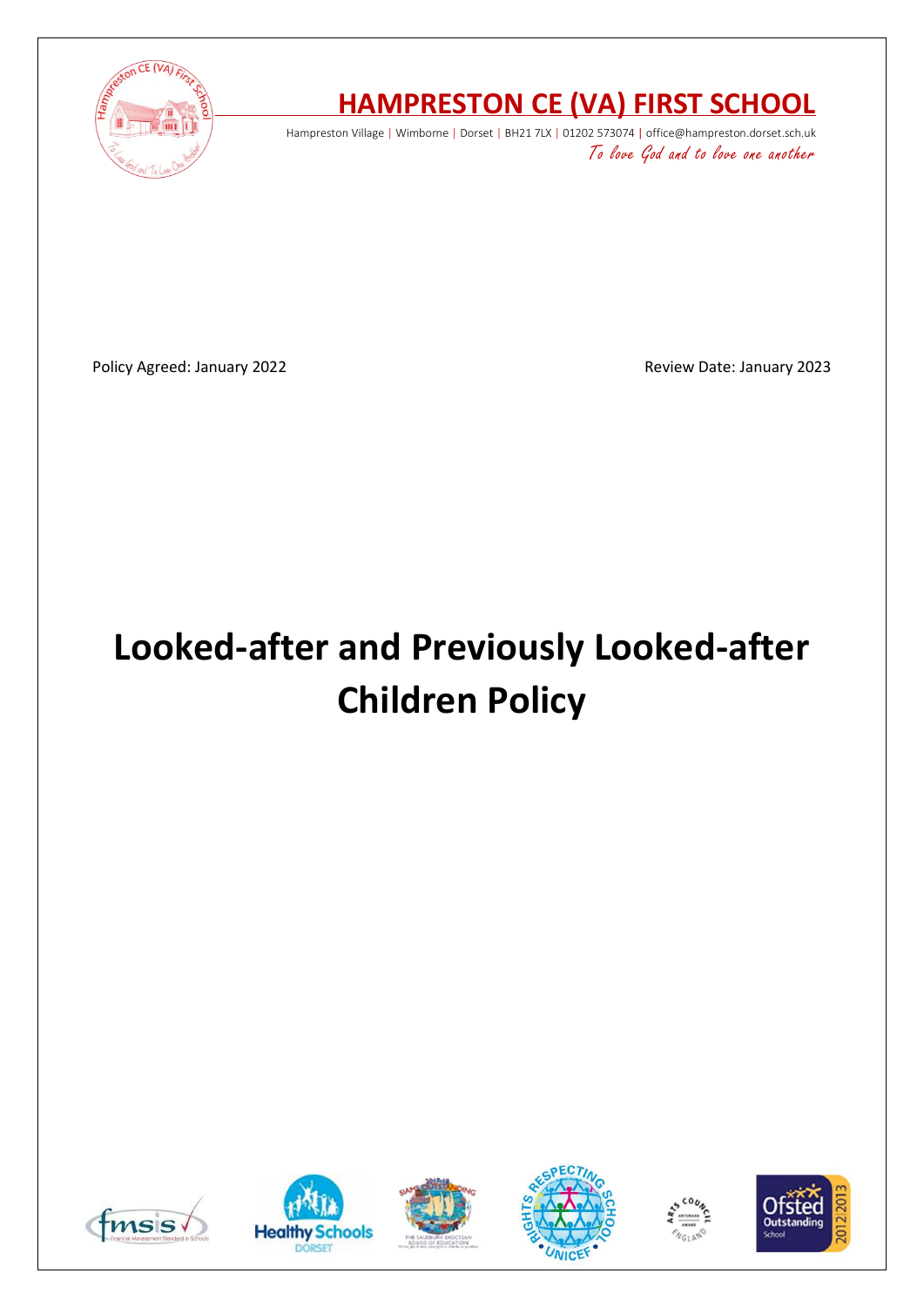# HAMPRESTON CE (VA) FIRST SCHOOL

Hampreston Village | Wimborne | Dorset | BH21 7LX | 01202 573074 | office@hampreston.dorset.sch.uk

*To love God and to love one another*

Policy Agreed: January 2022

Review Date: January 2023

# Looked-after and Previously Looked-after Children Policy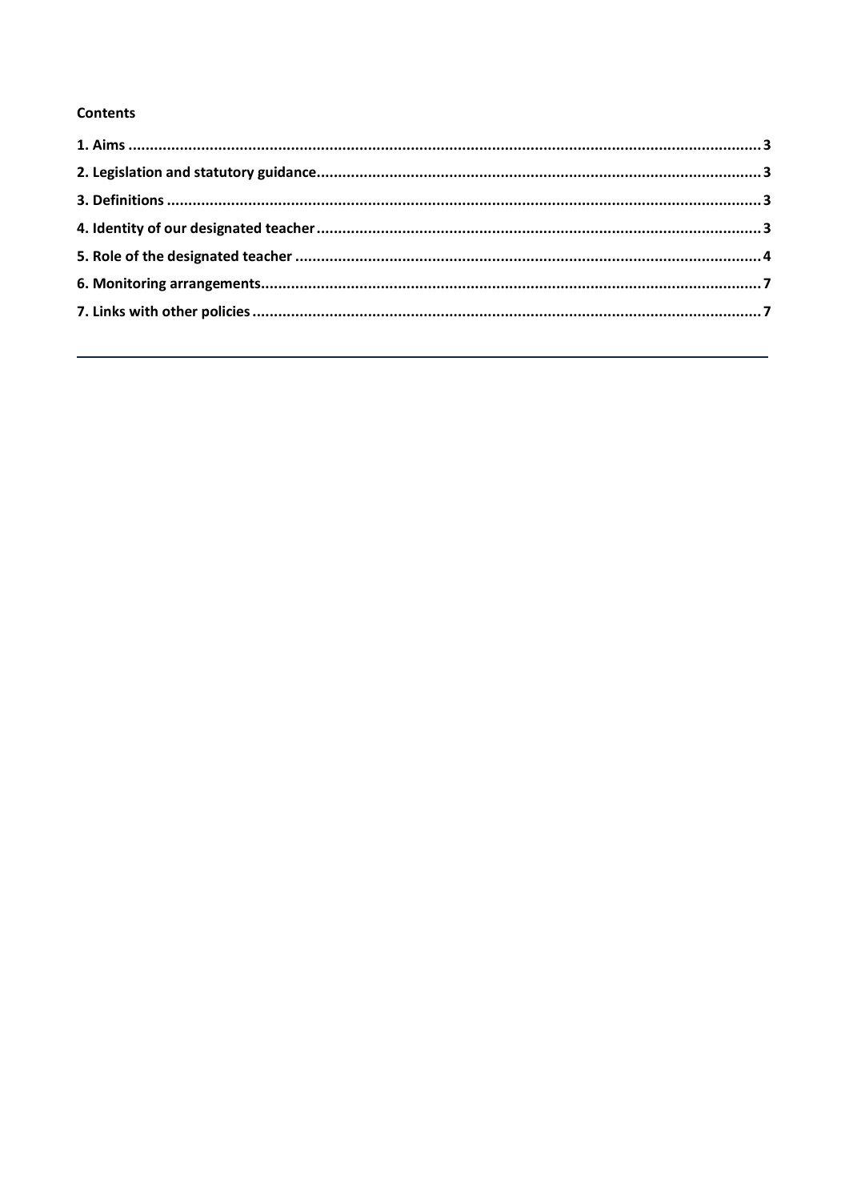**Contents**

**1. Aims .................................................................................................................................................. 3**

**2. Legislation and statutory guidance....................................................................................................... 3**

**3. Definitions .......................................................................................................................................... 3**

**4. Identity of our designated teacher........................................................................................................ 3**

**5. Role of the designated teacher ............................................................................................................ 4**

**6. Monitoring arrangements..................................................................................................................... 7**

**7. Links with other policies ...................................................................................................................... 7**

---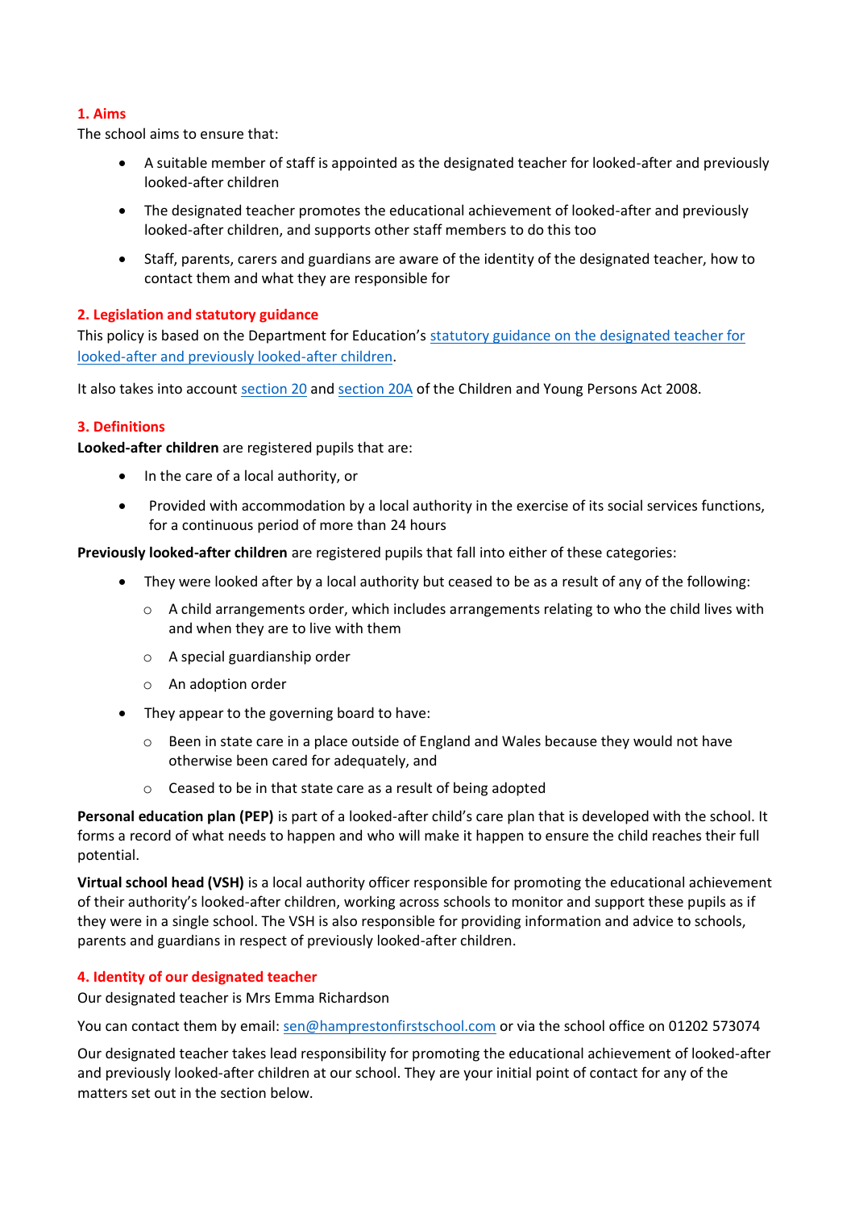## 1. Aims

The school aims to ensure that:

- A suitable member of staff is appointed as the designated teacher for looked-after and previously looked-after children
- The designated teacher promotes the educational achievement of looked-after and previously looked-after children, and supports other staff members to do this too
- Staff, parents, carers and guardians are aware of the identity of the designated teacher, how to contact them and what they are responsible for

## 2. Legislation and statutory guidance

This policy is based on the Department for Education's statutory guidance on the designated teacher for looked-after and previously looked-after children.

It also takes into account section 20 and section 20A of the Children and Young Persons Act 2008.

## 3. Definitions

**Looked-after children** are registered pupils that are:

- In the care of a local authority, or
- Provided with accommodation by a local authority in the exercise of its social services functions, for a continuous period of more than 24 hours

**Previously looked-after children** are registered pupils that fall into either of these categories:

- They were looked after by a local authority but ceased to be as a result of any of the following:
  - A child arrangements order, which includes arrangements relating to who the child lives with and when they are to live with them
  - A special guardianship order
  - An adoption order
- They appear to the governing board to have:
  - Been in state care in a place outside of England and Wales because they would not have otherwise been cared for adequately, and
  - Ceased to be in that state care as a result of being adopted

**Personal education plan (PEP)** is part of a looked-after child's care plan that is developed with the school. It forms a record of what needs to happen and who will make it happen to ensure the child reaches their full potential.

**Virtual school head (VSH)** is a local authority officer responsible for promoting the educational achievement of their authority's looked-after children, working across schools to monitor and support these pupils as if they were in a single school. The VSH is also responsible for providing information and advice to schools, parents and guardians in respect of previously looked-after children.

## 4. Identity of our designated teacher

Our designated teacher is Mrs Emma Richardson

You can contact them by email: sen@hamprestonfirstschool.com or via the school office on 01202 573074

Our designated teacher takes lead responsibility for promoting the educational achievement of looked-after and previously looked-after children at our school. They are your initial point of contact for any of the matters set out in the section below.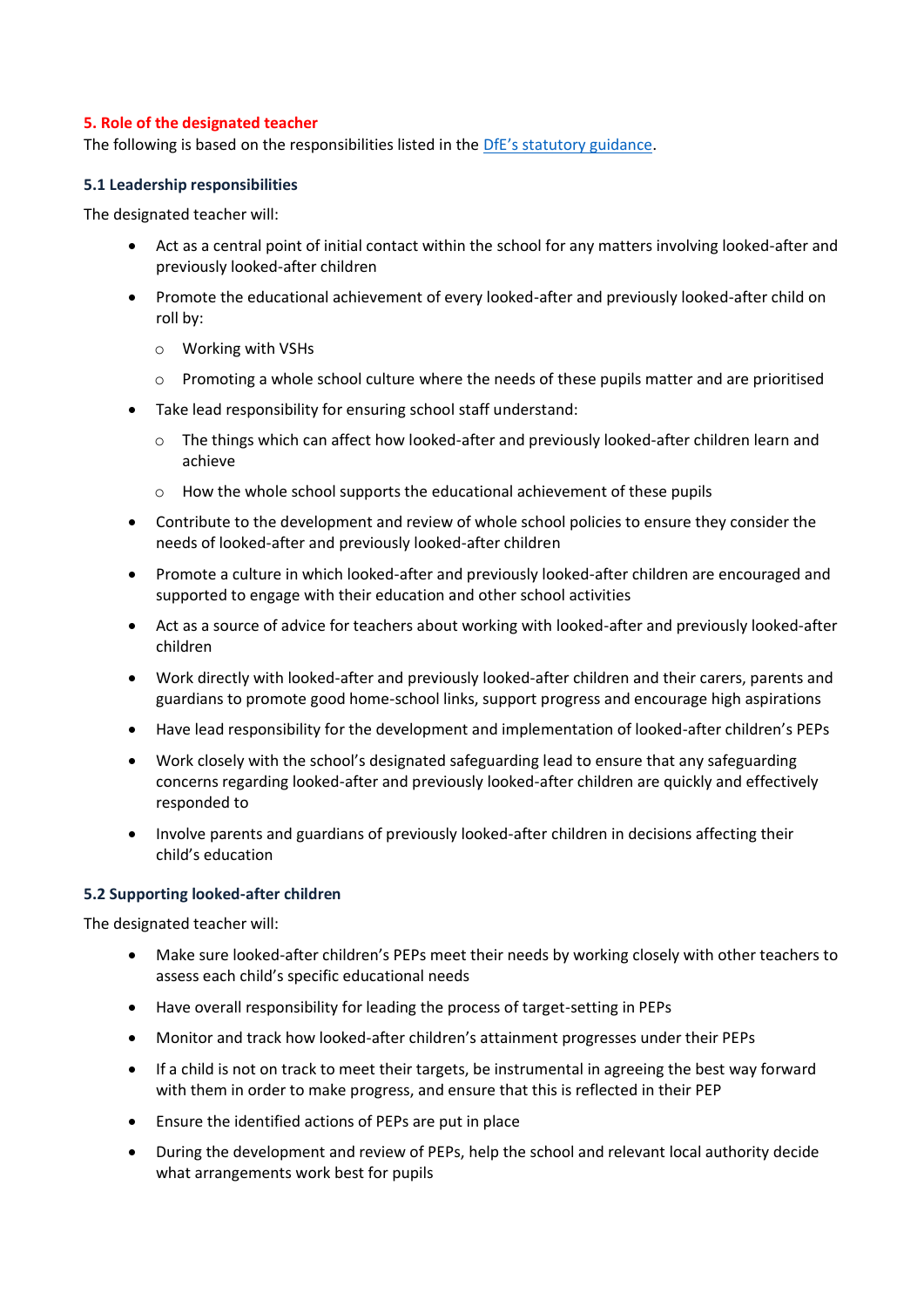## 5. Role of the designated teacher

The following is based on the responsibilities listed in the DfE's statutory guidance.

### 5.1 Leadership responsibilities

The designated teacher will:

- Act as a central point of initial contact within the school for any matters involving looked-after and previously looked-after children
- Promote the educational achievement of every looked-after and previously looked-after child on roll by:
  - Working with VSHs
  - Promoting a whole school culture where the needs of these pupils matter and are prioritised
- Take lead responsibility for ensuring school staff understand:
  - The things which can affect how looked-after and previously looked-after children learn and achieve
  - How the whole school supports the educational achievement of these pupils
- Contribute to the development and review of whole school policies to ensure they consider the needs of looked-after and previously looked-after children
- Promote a culture in which looked-after and previously looked-after children are encouraged and supported to engage with their education and other school activities
- Act as a source of advice for teachers about working with looked-after and previously looked-after children
- Work directly with looked-after and previously looked-after children and their carers, parents and guardians to promote good home-school links, support progress and encourage high aspirations
- Have lead responsibility for the development and implementation of looked-after children's PEPs
- Work closely with the school's designated safeguarding lead to ensure that any safeguarding concerns regarding looked-after and previously looked-after children are quickly and effectively responded to
- Involve parents and guardians of previously looked-after children in decisions affecting their child's education

### 5.2 Supporting looked-after children

The designated teacher will:

- Make sure looked-after children's PEPs meet their needs by working closely with other teachers to assess each child's specific educational needs
- Have overall responsibility for leading the process of target-setting in PEPs
- Monitor and track how looked-after children's attainment progresses under their PEPs
- If a child is not on track to meet their targets, be instrumental in agreeing the best way forward with them in order to make progress, and ensure that this is reflected in their PEP
- Ensure the identified actions of PEPs are put in place
- During the development and review of PEPs, help the school and relevant local authority decide what arrangements work best for pupils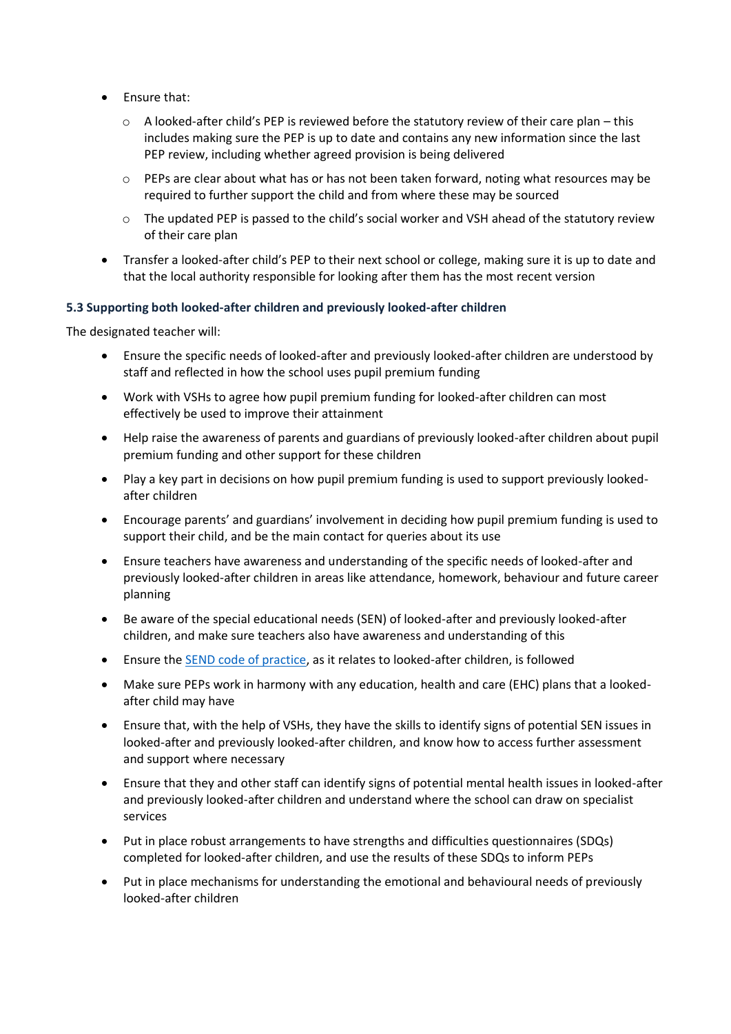- Ensure that:
  - A looked-after child's PEP is reviewed before the statutory review of their care plan – this includes making sure the PEP is up to date and contains any new information since the last PEP review, including whether agreed provision is being delivered
  - PEPs are clear about what has or has not been taken forward, noting what resources may be required to further support the child and from where these may be sourced
  - The updated PEP is passed to the child's social worker and VSH ahead of the statutory review of their care plan
- Transfer a looked-after child's PEP to their next school or college, making sure it is up to date and that the local authority responsible for looking after them has the most recent version

### 5.3 Supporting both looked-after children and previously looked-after children

The designated teacher will:

- Ensure the specific needs of looked-after and previously looked-after children are understood by staff and reflected in how the school uses pupil premium funding
- Work with VSHs to agree how pupil premium funding for looked-after children can most effectively be used to improve their attainment
- Help raise the awareness of parents and guardians of previously looked-after children about pupil premium funding and other support for these children
- Play a key part in decisions on how pupil premium funding is used to support previously looked-after children
- Encourage parents' and guardians' involvement in deciding how pupil premium funding is used to support their child, and be the main contact for queries about its use
- Ensure teachers have awareness and understanding of the specific needs of looked-after and previously looked-after children in areas like attendance, homework, behaviour and future career planning
- Be aware of the special educational needs (SEN) of looked-after and previously looked-after children, and make sure teachers also have awareness and understanding of this
- Ensure the SEND code of practice, as it relates to looked-after children, is followed
- Make sure PEPs work in harmony with any education, health and care (EHC) plans that a looked-after child may have
- Ensure that, with the help of VSHs, they have the skills to identify signs of potential SEN issues in looked-after and previously looked-after children, and know how to access further assessment and support where necessary
- Ensure that they and other staff can identify signs of potential mental health issues in looked-after and previously looked-after children and understand where the school can draw on specialist services
- Put in place robust arrangements to have strengths and difficulties questionnaires (SDQs) completed for looked-after children, and use the results of these SDQs to inform PEPs
- Put in place mechanisms for understanding the emotional and behavioural needs of previously looked-after children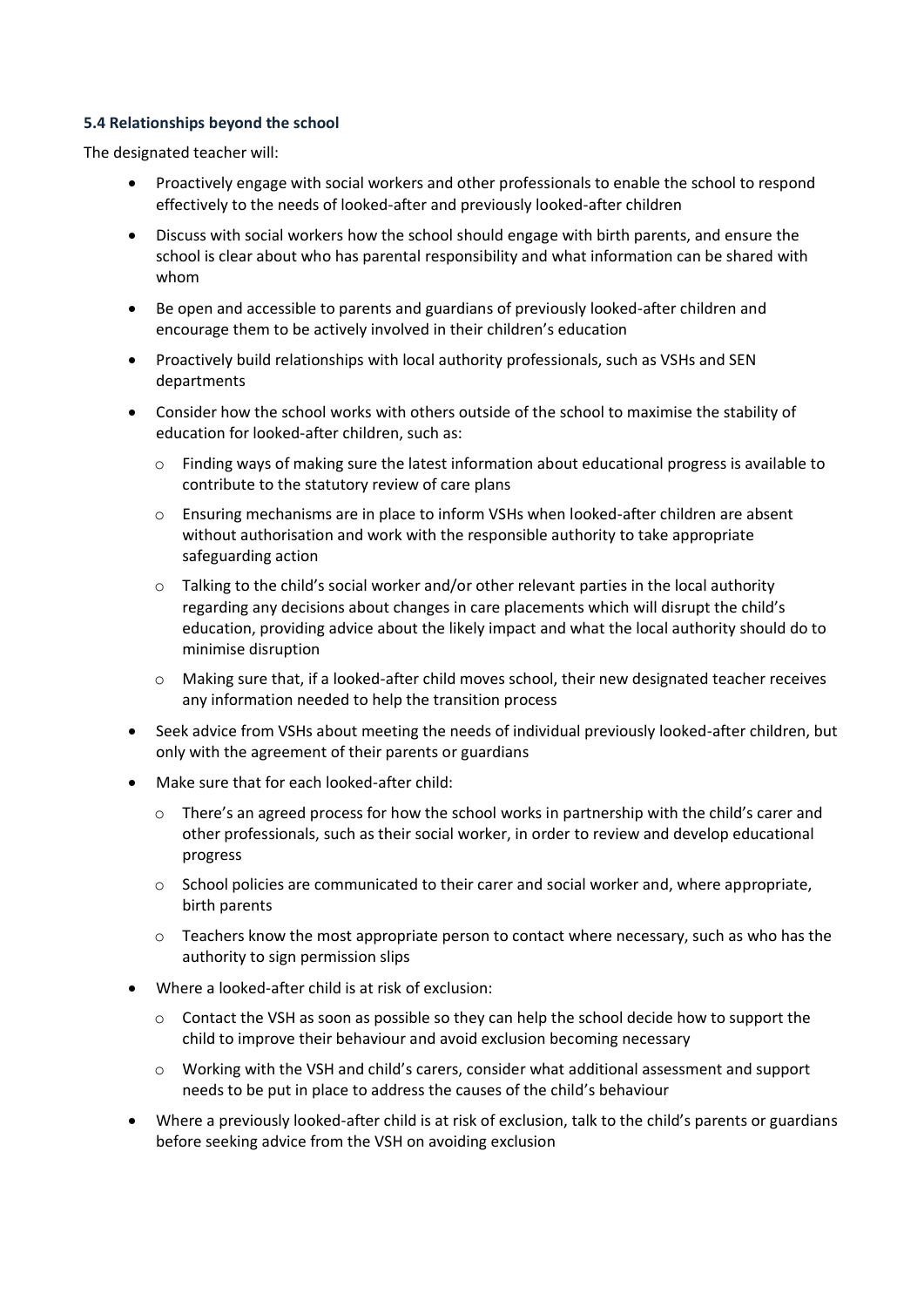### 5.4 Relationships beyond the school

The designated teacher will:

- Proactively engage with social workers and other professionals to enable the school to respond effectively to the needs of looked-after and previously looked-after children
- Discuss with social workers how the school should engage with birth parents, and ensure the school is clear about who has parental responsibility and what information can be shared with whom
- Be open and accessible to parents and guardians of previously looked-after children and encourage them to be actively involved in their children's education
- Proactively build relationships with local authority professionals, such as VSHs and SEN departments
- Consider how the school works with others outside of the school to maximise the stability of education for looked-after children, such as:
  - Finding ways of making sure the latest information about educational progress is available to contribute to the statutory review of care plans
  - Ensuring mechanisms are in place to inform VSHs when looked-after children are absent without authorisation and work with the responsible authority to take appropriate safeguarding action
  - Talking to the child's social worker and/or other relevant parties in the local authority regarding any decisions about changes in care placements which will disrupt the child's education, providing advice about the likely impact and what the local authority should do to minimise disruption
  - Making sure that, if a looked-after child moves school, their new designated teacher receives any information needed to help the transition process
- Seek advice from VSHs about meeting the needs of individual previously looked-after children, but only with the agreement of their parents or guardians
- Make sure that for each looked-after child:
  - There's an agreed process for how the school works in partnership with the child's carer and other professionals, such as their social worker, in order to review and develop educational progress
  - School policies are communicated to their carer and social worker and, where appropriate, birth parents
  - Teachers know the most appropriate person to contact where necessary, such as who has the authority to sign permission slips
- Where a looked-after child is at risk of exclusion:
  - Contact the VSH as soon as possible so they can help the school decide how to support the child to improve their behaviour and avoid exclusion becoming necessary
  - Working with the VSH and child's carers, consider what additional assessment and support needs to be put in place to address the causes of the child's behaviour
- Where a previously looked-after child is at risk of exclusion, talk to the child's parents or guardians before seeking advice from the VSH on avoiding exclusion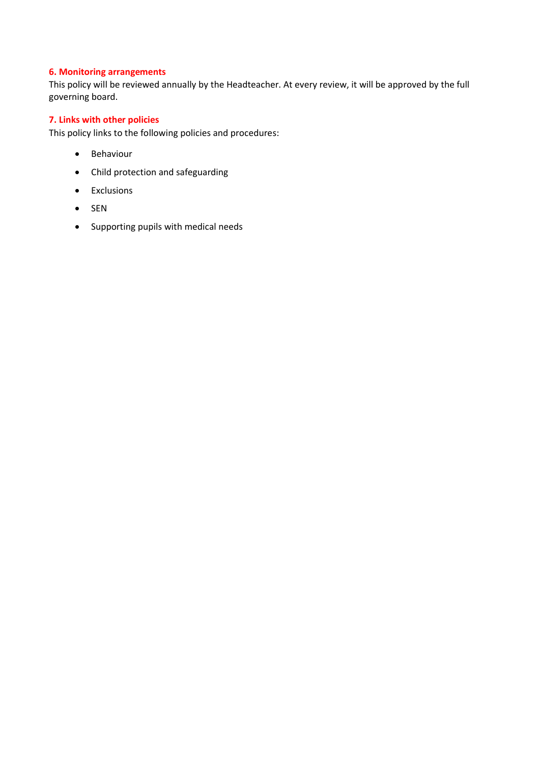## 6. Monitoring arrangements

This policy will be reviewed annually by the Headteacher. At every review, it will be approved by the full governing board.

## 7. Links with other policies

This policy links to the following policies and procedures:

- Behaviour
- Child protection and safeguarding
- Exclusions
- SEN
- Supporting pupils with medical needs